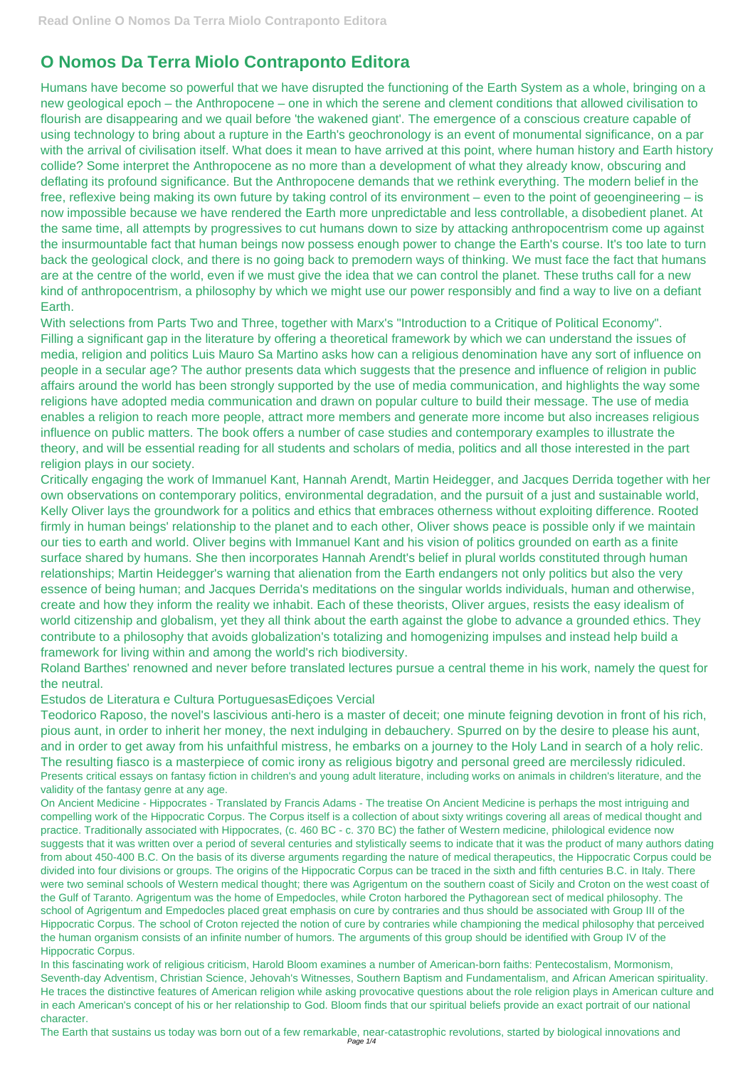# O Nomos Da Terra Miolo Contraponto Editora

Humans have become so powerful that we have disrupted the functioning of the Earth System as a whole, bringing on a new geological epoch – the Anthropocene – one in which the serene and clement conditions that allowed civilisation to flourish are disappearing and we quail before 'the wakened giant'. The emergence of a conscious creature capable of using technology to bring about a rupture in the Earth's geochronology is an event of monumental significance, on a par with the arrival of civilisation itself. What does it mean to have arrived at this point, where human history and Earth history collide? Some interpret the Anthropocene as no more than a development of what they already know, obscuring and deflating its profound significance. But the Anthropocene demands that we rethink everything. The modern belief in the free, reflexive being making its own future by taking control of its environment – even to the point of geoengineering – is now impossible because we have rendered the Earth more unpredictable and less controllable, a disobedient planet. At the same time, all attempts by progressives to cut humans down to size by attacking anthropocentrism come up against the insurmountable fact that human beings now possess enough power to change the Earth's course. It's too late to turn back the geological clock, and there is no going back to premodern ways of thinking. We must face the fact that humans are at the centre of the world, even if we must give the idea that we can control the planet. These truths call for a new kind of anthropocentrism, a philosophy by which we might use our power responsibly and find a way to live on a defiant Earth.

With selections from Parts Two and Three, together with Marx's "Introduction to a Critique of Political Economy".
Filling a significant gap in the literature by offering a theoretical framework by which we can understand the issues of media, religion and politics Luis Mauro Sa Martino asks how can a religious denomination have any sort of influence on people in a secular age? The author presents data which suggests that the presence and influence of religion in public affairs around the world has been strongly supported by the use of media communication, and highlights the way some religions have adopted media communication and drawn on popular culture to build their message. The use of media enables a religion to reach more people, attract more members and generate more income but also increases religious influence on public matters. The book offers a number of case studies and contemporary examples to illustrate the theory, and will be essential reading for all students and scholars of media, politics and all those interested in the part religion plays in our society.

Critically engaging the work of Immanuel Kant, Hannah Arendt, Martin Heidegger, and Jacques Derrida together with her own observations on contemporary politics, environmental degradation, and the pursuit of a just and sustainable world, Kelly Oliver lays the groundwork for a politics and ethics that embraces otherness without exploiting difference. Rooted firmly in human beings' relationship to the planet and to each other, Oliver shows peace is possible only if we maintain our ties to earth and world. Oliver begins with Immanuel Kant and his vision of politics grounded on earth as a finite surface shared by humans. She then incorporates Hannah Arendt's belief in plural worlds constituted through human relationships; Martin Heidegger's warning that alienation from the Earth endangers not only politics but also the very essence of being human; and Jacques Derrida's meditations on the singular worlds individuals, human and otherwise, create and how they inform the reality we inhabit. Each of these theorists, Oliver argues, resists the easy idealism of world citizenship and globalism, yet they all think about the earth against the globe to advance a grounded ethics. They contribute to a philosophy that avoids globalization's totalizing and homogenizing impulses and instead help build a framework for living within and among the world's rich biodiversity.

Roland Barthes' renowned and never before translated lectures pursue a central theme in his work, namely the quest for the neutral.

Estudos de Literatura e Cultura PortuguesasEdiçoes Vercial

Teodorico Raposo, the novel's lascivious anti-hero is a master of deceit; one minute feigning devotion in front of his rich, pious aunt, in order to inherit her money, the next indulging in debauchery. Spurred on by the desire to please his aunt, and in order to get away from his unfaithful mistress, he embarks on a journey to the Holy Land in search of a holy relic. The resulting fiasco is a masterpiece of comic irony as religious bigotry and personal greed are mercilessly ridiculed.
Presents critical essays on fantasy fiction in children's and young adult literature, including works on animals in children's literature, and the validity of the fantasy genre at any age.

On Ancient Medicine - Hippocrates - Translated by Francis Adams - The treatise On Ancient Medicine is perhaps the most intriguing and compelling work of the Hippocratic Corpus. The Corpus itself is a collection of about sixty writings covering all areas of medical thought and practice. Traditionally associated with Hippocrates, (c. 460 BC - c. 370 BC) the father of Western medicine, philological evidence now suggests that it was written over a period of several centuries and stylistically seems to indicate that it was the product of many authors dating from about 450-400 B.C. On the basis of its diverse arguments regarding the nature of medical therapeutics, the Hippocratic Corpus could be divided into four divisions or groups. The origins of the Hippocratic Corpus can be traced in the sixth and fifth centuries B.C. in Italy. There were two seminal schools of Western medical thought; there was Agrigentum on the southern coast of Sicily and Croton on the west coast of the Gulf of Taranto. Agrigentum was the home of Empedocles, while Croton harbored the Pythagorean sect of medical philosophy. The school of Agrigentum and Empedocles placed great emphasis on cure by contraries and thus should be associated with Group III of the Hippocratic Corpus. The school of Croton rejected the notion of cure by contraries while championing the medical philosophy that perceived the human organism consists of an infinite number of humors. The arguments of this group should be identified with Group IV of the Hippocratic Corpus.

In this fascinating work of religious criticism, Harold Bloom examines a number of American-born faiths: Pentecostalism, Mormonism, Seventh-day Adventism, Christian Science, Jehovah's Witnesses, Southern Baptism and Fundamentalism, and African American spirituality. He traces the distinctive features of American religion while asking provocative questions about the role religion plays in American culture and in each American's concept of his or her relationship to God. Bloom finds that our spiritual beliefs provide an exact portrait of our national character.

The Earth that sustains us today was born out of a few remarkable, near-catastrophic revolutions, started by biological innovations and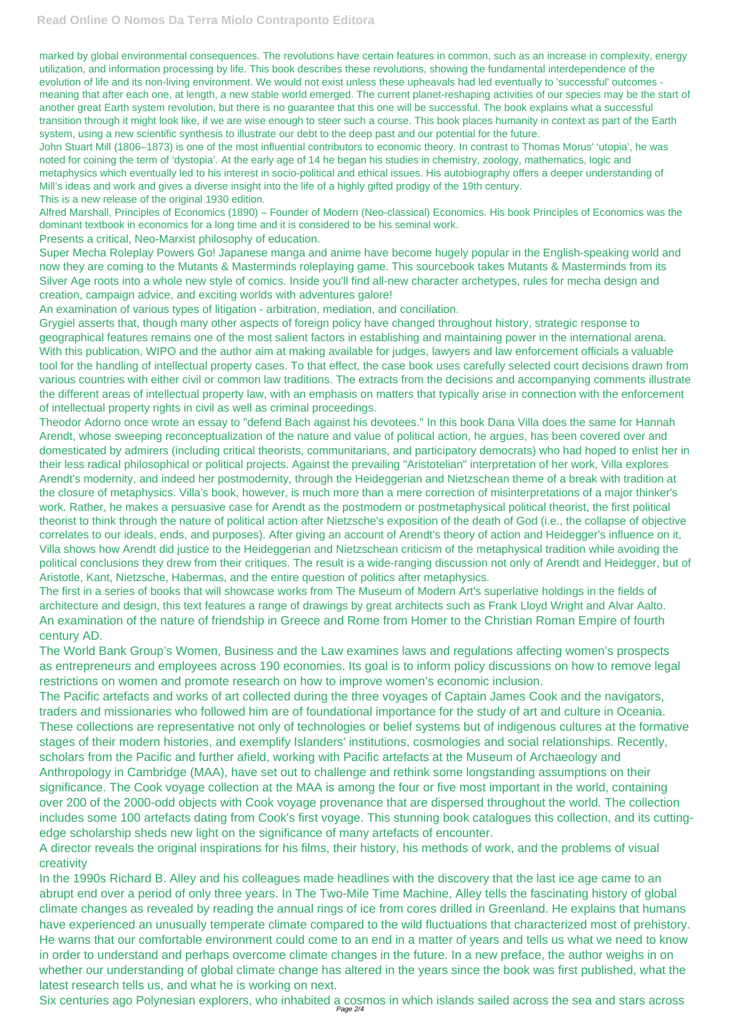marked by global environmental consequences. The revolutions have certain features in common, such as an increase in complexity, energy utilization, and information processing by life. This book describes these revolutions, showing the fundamental interdependence of the evolution of life and its non-living environment. We would not exist unless these upheavals had led eventually to 'successful' outcomes - meaning that after each one, at length, a new stable world emerged. The current planet-reshaping activities of our species may be the start of another great Earth system revolution, but there is no guarantee that this one will be successful. The book explains what a successful transition through it might look like, if we are wise enough to steer such a course. This book places humanity in context as part of the Earth system, using a new scientific synthesis to illustrate our debt to the deep past and our potential for the future.

John Stuart Mill (1806–1873) is one of the most influential contributors to economic theory. In contrast to Thomas Morus' 'utopia', he was noted for coining the term of 'dystopia'. At the early age of 14 he began his studies in chemistry, zoology, mathematics, logic and metaphysics which eventually led to his interest in socio-political and ethical issues. His autobiography offers a deeper understanding of Mill's ideas and work and gives a diverse insight into the life of a highly gifted prodigy of the 19th century.

This is a new release of the original 1930 edition.

Alfred Marshall, Principles of Economics (1890) – Founder of Modern (Neo-classical) Economics. His book Principles of Economics was the dominant textbook in economics for a long time and it is considered to be his seminal work.

Presents a critical, Neo-Marxist philosophy of education.

Super Mecha Roleplay Powers Go! Japanese manga and anime have become hugely popular in the English-speaking world and now they are coming to the Mutants & Masterminds roleplaying game. This sourcebook takes Mutants & Masterminds from its Silver Age roots into a whole new style of comics. Inside you'll find all-new character archetypes, rules for mecha design and creation, campaign advice, and exciting worlds with adventures galore!

An examination of various types of litigation - arbitration, mediation, and conciliation.

Grygiel asserts that, though many other aspects of foreign policy have changed throughout history, strategic response to geographical features remains one of the most salient factors in establishing and maintaining power in the international arena.

With this publication, WIPO and the author aim at making available for judges, lawyers and law enforcement officials a valuable tool for the handling of intellectual property cases. To that effect, the case book uses carefully selected court decisions drawn from various countries with either civil or common law traditions. The extracts from the decisions and accompanying comments illustrate the different areas of intellectual property law, with an emphasis on matters that typically arise in connection with the enforcement of intellectual property rights in civil as well as criminal proceedings.

Theodor Adorno once wrote an essay to "defend Bach against his devotees." In this book Dana Villa does the same for Hannah Arendt, whose sweeping reconceptualization of the nature and value of political action, he argues, has been covered over and domesticated by admirers (including critical theorists, communitarians, and participatory democrats) who had hoped to enlist her in their less radical philosophical or political projects. Against the prevailing "Aristotelian" interpretation of her work, Villa explores Arendt's modernity, and indeed her postmodernity, through the Heideggerian and Nietzschean theme of a break with tradition at the closure of metaphysics. Villa's book, however, is much more than a mere correction of misinterpretations of a major thinker's work. Rather, he makes a persuasive case for Arendt as the postmodern or postmetaphysical political theorist, the first political theorist to think through the nature of political action after Nietzsche's exposition of the death of God (i.e., the collapse of objective correlates to our ideals, ends, and purposes). After giving an account of Arendt's theory of action and Heidegger's influence on it, Villa shows how Arendt did justice to the Heideggerian and Nietzschean criticism of the metaphysical tradition while avoiding the political conclusions they drew from their critiques. The result is a wide-ranging discussion not only of Arendt and Heidegger, but of Aristotle, Kant, Nietzsche, Habermas, and the entire question of politics after metaphysics.

The first in a series of books that will showcase works from The Museum of Modern Art's superlative holdings in the fields of architecture and design, this text features a range of drawings by great architects such as Frank Lloyd Wright and Alvar Aalto.

An examination of the nature of friendship in Greece and Rome from Homer to the Christian Roman Empire of fourth century AD.

The World Bank Group's Women, Business and the Law examines laws and regulations affecting women's prospects as entrepreneurs and employees across 190 economies. Its goal is to inform policy discussions on how to remove legal restrictions on women and promote research on how to improve women's economic inclusion.

The Pacific artefacts and works of art collected during the three voyages of Captain James Cook and the navigators, traders and missionaries who followed him are of foundational importance for the study of art and culture in Oceania. These collections are representative not only of technologies or belief systems but of indigenous cultures at the formative stages of their modern histories, and exemplify Islanders' institutions, cosmologies and social relationships. Recently, scholars from the Pacific and further afield, working with Pacific artefacts at the Museum of Archaeology and Anthropology in Cambridge (MAA), have set out to challenge and rethink some longstanding assumptions on their significance. The Cook voyage collection at the MAA is among the four or five most important in the world, containing over 200 of the 2000-odd objects with Cook voyage provenance that are dispersed throughout the world. The collection includes some 100 artefacts dating from Cook's first voyage. This stunning book catalogues this collection, and its cutting-edge scholarship sheds new light on the significance of many artefacts of encounter.

A director reveals the original inspirations for his films, their history, his methods of work, and the problems of visual creativity

In the 1990s Richard B. Alley and his colleagues made headlines with the discovery that the last ice age came to an abrupt end over a period of only three years. In The Two-Mile Time Machine, Alley tells the fascinating history of global climate changes as revealed by reading the annual rings of ice from cores drilled in Greenland. He explains that humans have experienced an unusually temperate climate compared to the wild fluctuations that characterized most of prehistory. He warns that our comfortable environment could come to an end in a matter of years and tells us what we need to know in order to understand and perhaps overcome climate changes in the future. In a new preface, the author weighs in on whether our understanding of global climate change has altered in the years since the book was first published, what the latest research tells us, and what he is working on next.

Six centuries ago Polynesian explorers, who inhabited a cosmos in which islands sailed across the sea and stars across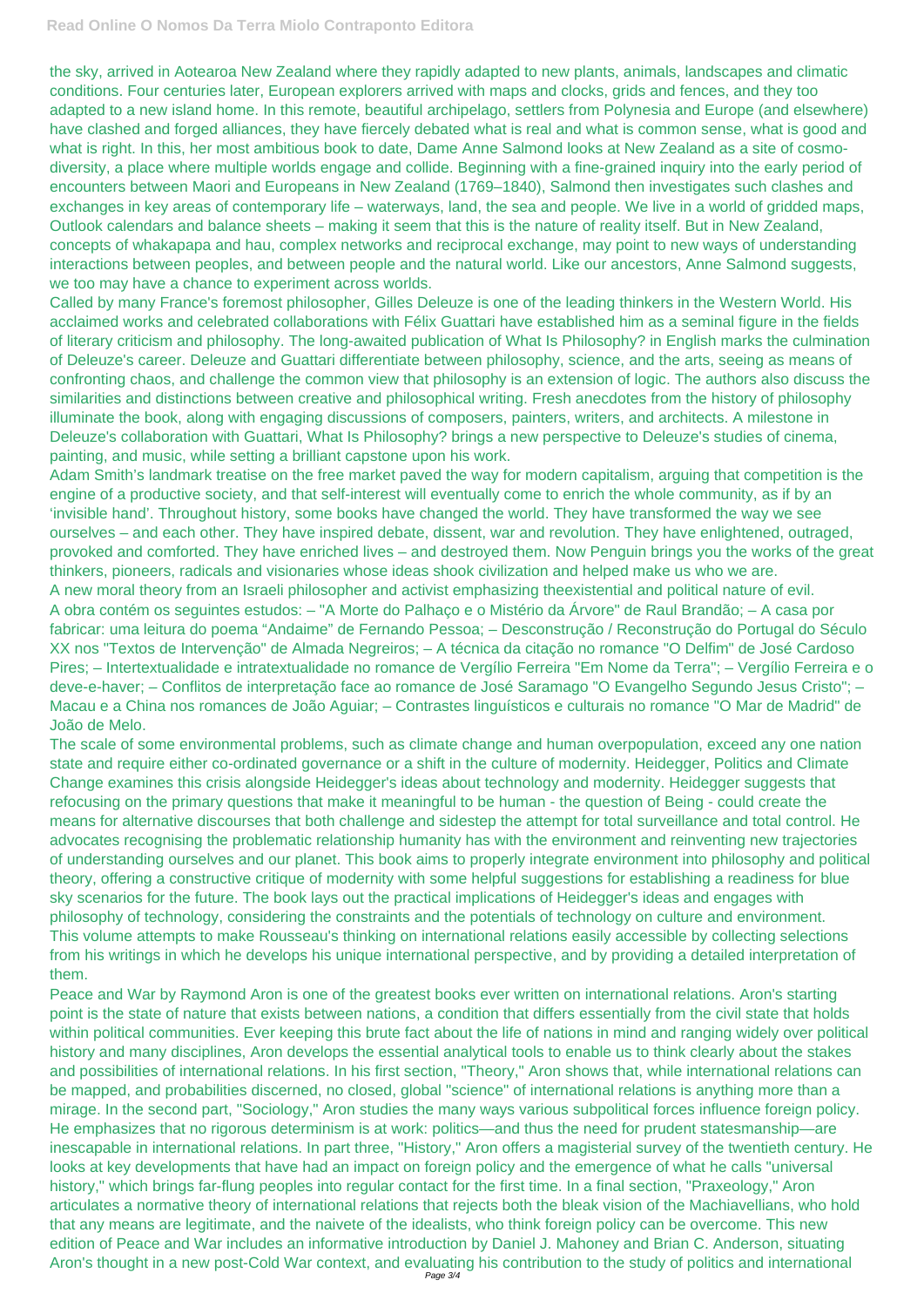the sky, arrived in Aotearoa New Zealand where they rapidly adapted to new plants, animals, landscapes and climatic conditions. Four centuries later, European explorers arrived with maps and clocks, grids and fences, and they too adapted to a new island home. In this remote, beautiful archipelago, settlers from Polynesia and Europe (and elsewhere) have clashed and forged alliances, they have fiercely debated what is real and what is common sense, what is good and what is right. In this, her most ambitious book to date, Dame Anne Salmond looks at New Zealand as a site of cosmo-diversity, a place where multiple worlds engage and collide. Beginning with a fine-grained inquiry into the early period of encounters between Maori and Europeans in New Zealand (1769–1840), Salmond then investigates such clashes and exchanges in key areas of contemporary life – waterways, land, the sea and people. We live in a world of gridded maps, Outlook calendars and balance sheets – making it seem that this is the nature of reality itself. But in New Zealand, concepts of whakapapa and hau, complex networks and reciprocal exchange, may point to new ways of understanding interactions between peoples, and between people and the natural world. Like our ancestors, Anne Salmond suggests, we too may have a chance to experiment across worlds.

Called by many France's foremost philosopher, Gilles Deleuze is one of the leading thinkers in the Western World. His acclaimed works and celebrated collaborations with Félix Guattari have established him as a seminal figure in the fields of literary criticism and philosophy. The long-awaited publication of What Is Philosophy? in English marks the culmination of Deleuze's career. Deleuze and Guattari differentiate between philosophy, science, and the arts, seeing as means of confronting chaos, and challenge the common view that philosophy is an extension of logic. The authors also discuss the similarities and distinctions between creative and philosophical writing. Fresh anecdotes from the history of philosophy illuminate the book, along with engaging discussions of composers, painters, writers, and architects. A milestone in Deleuze's collaboration with Guattari, What Is Philosophy? brings a new perspective to Deleuze's studies of cinema, painting, and music, while setting a brilliant capstone upon his work.

Adam Smith's landmark treatise on the free market paved the way for modern capitalism, arguing that competition is the engine of a productive society, and that self-interest will eventually come to enrich the whole community, as if by an 'invisible hand'. Throughout history, some books have changed the world. They have transformed the way we see ourselves – and each other. They have inspired debate, dissent, war and revolution. They have enlightened, outraged, provoked and comforted. They have enriched lives – and destroyed them. Now Penguin brings you the works of the great thinkers, pioneers, radicals and visionaries whose ideas shook civilization and helped make us who we are.

A new moral theory from an Israeli philosopher and activist emphasizing theexistential and political nature of evil.

A obra contém os seguintes estudos: – "A Morte do Palhaço e o Mistério da Árvore" de Raul Brandão; – A casa por fabricar: uma leitura do poema "Andaime" de Fernando Pessoa; – Desconstrução / Reconstrução do Portugal do Século XX nos "Textos de Intervenção" de Almada Negreiros; – A técnica da citação no romance "O Delfim" de José Cardoso Pires; – Intertextualidade e intratextualidade no romance de Vergílio Ferreira "Em Nome da Terra"; – Vergílio Ferreira e o deve-e-haver; – Conflitos de interpretação face ao romance de José Saramago "O Evangelho Segundo Jesus Cristo"; – Macau e a China nos romances de João Aguiar; – Contrastes linguísticos e culturais no romance "O Mar de Madrid" de João de Melo.

The scale of some environmental problems, such as climate change and human overpopulation, exceed any one nation state and require either co-ordinated governance or a shift in the culture of modernity. Heidegger, Politics and Climate Change examines this crisis alongside Heidegger's ideas about technology and modernity. Heidegger suggests that refocusing on the primary questions that make it meaningful to be human - the question of Being - could create the means for alternative discourses that both challenge and sidestep the attempt for total surveillance and total control. He advocates recognising the problematic relationship humanity has with the environment and reinventing new trajectories of understanding ourselves and our planet. This book aims to properly integrate environment into philosophy and political theory, offering a constructive critique of modernity with some helpful suggestions for establishing a readiness for blue sky scenarios for the future. The book lays out the practical implications of Heidegger's ideas and engages with philosophy of technology, considering the constraints and the potentials of technology on culture and environment.

This volume attempts to make Rousseau's thinking on international relations easily accessible by collecting selections from his writings in which he develops his unique international perspective, and by providing a detailed interpretation of them.

Peace and War by Raymond Aron is one of the greatest books ever written on international relations. Aron's starting point is the state of nature that exists between nations, a condition that differs essentially from the civil state that holds within political communities. Ever keeping this brute fact about the life of nations in mind and ranging widely over political history and many disciplines, Aron develops the essential analytical tools to enable us to think clearly about the stakes and possibilities of international relations. In his first section, "Theory," Aron shows that, while international relations can be mapped, and probabilities discerned, no closed, global "science" of international relations is anything more than a mirage. In the second part, "Sociology," Aron studies the many ways various subpolitical forces influence foreign policy. He emphasizes that no rigorous determinism is at work: politics—and thus the need for prudent statesmanship—are inescapable in international relations. In part three, "History," Aron offers a magisterial survey of the twentieth century. He looks at key developments that have had an impact on foreign policy and the emergence of what he calls "universal history," which brings far-flung peoples into regular contact for the first time. In a final section, "Praxeology," Aron articulates a normative theory of international relations that rejects both the bleak vision of the Machiavellians, who hold that any means are legitimate, and the naivete of the idealists, who think foreign policy can be overcome. This new edition of Peace and War includes an informative introduction by Daniel J. Mahoney and Brian C. Anderson, situating Aron's thought in a new post-Cold War context, and evaluating his contribution to the study of politics and international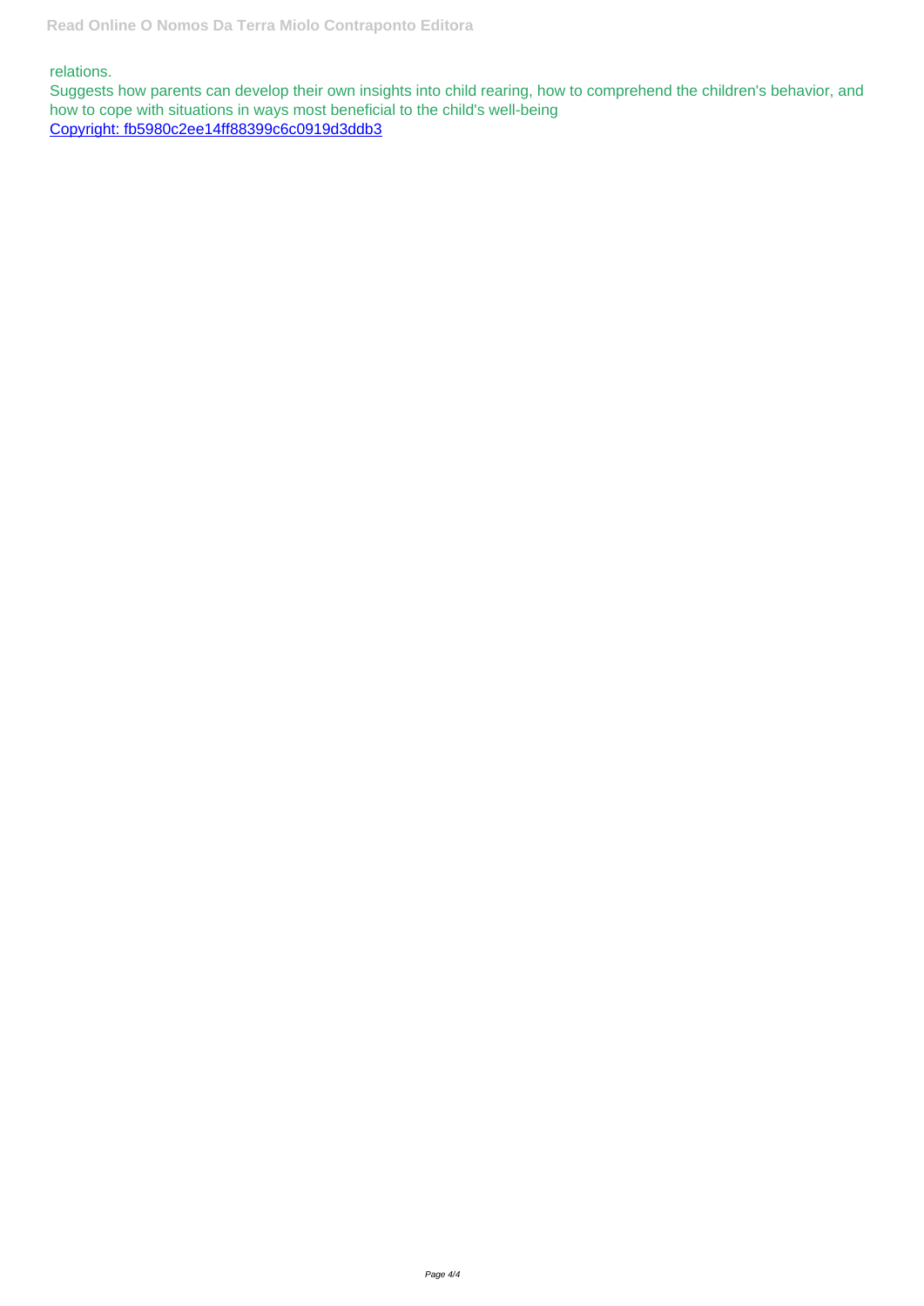relations.

Suggests how parents can develop their own insights into child rearing, how to comprehend the children's behavior, and how to cope with situations in ways most beneficial to the child's well-being

Copyright: fb5980c2ee14ff88399c6c0919d3ddb3